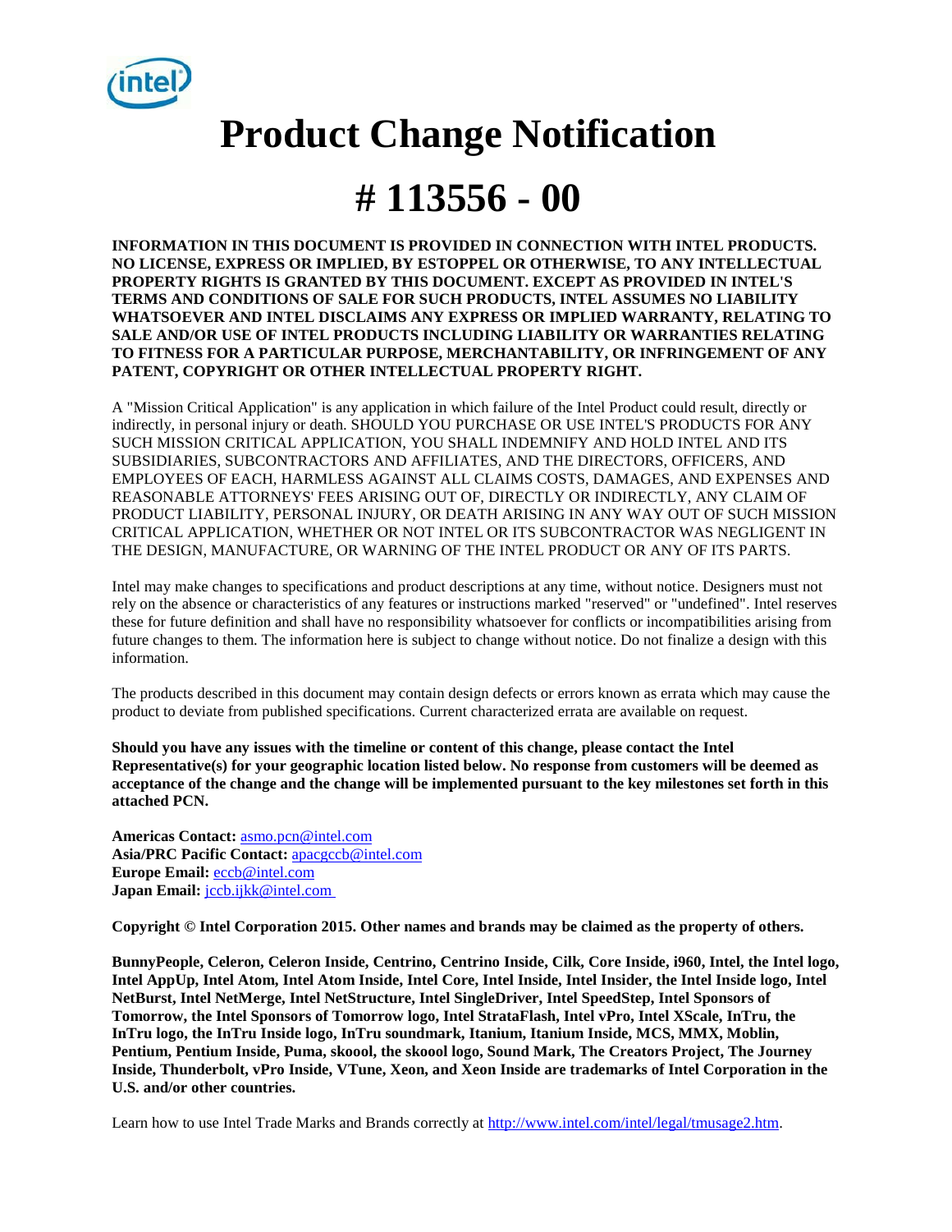# Product Change Notification

# # 113556 - 00

**INFORMATION IN THIS DOCUMENT IS PROVIDED IN CONNECTION WITH INTEL PRODUCTS. NO LICENSE, EXPRESS OR IMPLIED, BY ESTOPPEL OR OTHERWISE, TO ANY INTELLECTUAL PROPERTY RIGHTS IS GRANTED BY THIS DOCUMENT. EXCEPT AS PROVIDED IN INTEL'S TERMS AND CONDITIONS OF SALE FOR SUCH PRODUCTS, INTEL ASSUMES NO LIABILITY WHATSOEVER AND INTEL DISCLAIMS ANY EXPRESS OR IMPLIED WARRANTY, RELATING TO SALE AND/OR USE OF INTEL PRODUCTS INCLUDING LIABILITY OR WARRANTIES RELATING TO FITNESS FOR A PARTICULAR PURPOSE, MERCHANTABILITY, OR INFRINGEMENT OF ANY PATENT, COPYRIGHT OR OTHER INTELLECTUAL PROPERTY RIGHT.**

A "Mission Critical Application" is any application in which failure of the Intel Product could result, directly or indirectly, in personal injury or death. SHOULD YOU PURCHASE OR USE INTEL'S PRODUCTS FOR ANY SUCH MISSION CRITICAL APPLICATION, YOU SHALL INDEMNIFY AND HOLD INTEL AND ITS SUBSIDIARIES, SUBCONTRACTORS AND AFFILIATES, AND THE DIRECTORS, OFFICERS, AND EMPLOYEES OF EACH, HARMLESS AGAINST ALL CLAIMS COSTS, DAMAGES, AND EXPENSES AND REASONABLE ATTORNEYS' FEES ARISING OUT OF, DIRECTLY OR INDIRECTLY, ANY CLAIM OF PRODUCT LIABILITY, PERSONAL INJURY, OR DEATH ARISING IN ANY WAY OUT OF SUCH MISSION CRITICAL APPLICATION, WHETHER OR NOT INTEL OR ITS SUBCONTRACTOR WAS NEGLIGENT IN THE DESIGN, MANUFACTURE, OR WARNING OF THE INTEL PRODUCT OR ANY OF ITS PARTS.

Intel may make changes to specifications and product descriptions at any time, without notice. Designers must not rely on the absence or characteristics of any features or instructions marked "reserved" or "undefined". Intel reserves these for future definition and shall have no responsibility whatsoever for conflicts or incompatibilities arising from future changes to them. The information here is subject to change without notice. Do not finalize a design with this information.

The products described in this document may contain design defects or errors known as errata which may cause the product to deviate from published specifications. Current characterized errata are available on request.

**Should you have any issues with the timeline or content of this change, please contact the Intel Representative(s) for your geographic location listed below. No response from customers will be deemed as acceptance of the change and the change will be implemented pursuant to the key milestones set forth in this attached PCN.**

**Americas Contact:** asmo.pcn@intel.com
**Asia/PRC Pacific Contact:** apacgccb@intel.com
**Europe Email:** eccb@intel.com
**Japan Email:** jccb.ijkk@intel.com

**Copyright © Intel Corporation 2015. Other names and brands may be claimed as the property of others.**

**BunnyPeople, Celeron, Celeron Inside, Centrino, Centrino Inside, Cilk, Core Inside, i960, Intel, the Intel logo, Intel AppUp, Intel Atom, Intel Atom Inside, Intel Core, Intel Inside, Intel Insider, the Intel Inside logo, Intel NetBurst, Intel NetMerge, Intel NetStructure, Intel SingleDriver, Intel SpeedStep, Intel Sponsors of Tomorrow, the Intel Sponsors of Tomorrow logo, Intel StrataFlash, Intel vPro, Intel XScale, InTru, the InTru logo, the InTru Inside logo, InTru soundmark, Itanium, Itanium Inside, MCS, MMX, Moblin, Pentium, Pentium Inside, Puma, skoool, the skoool logo, Sound Mark, The Creators Project, The Journey Inside, Thunderbolt, vPro Inside, VTune, Xeon, and Xeon Inside are trademarks of Intel Corporation in the U.S. and/or other countries.**

Learn how to use Intel Trade Marks and Brands correctly at http://www.intel.com/intel/legal/tmusage2.htm.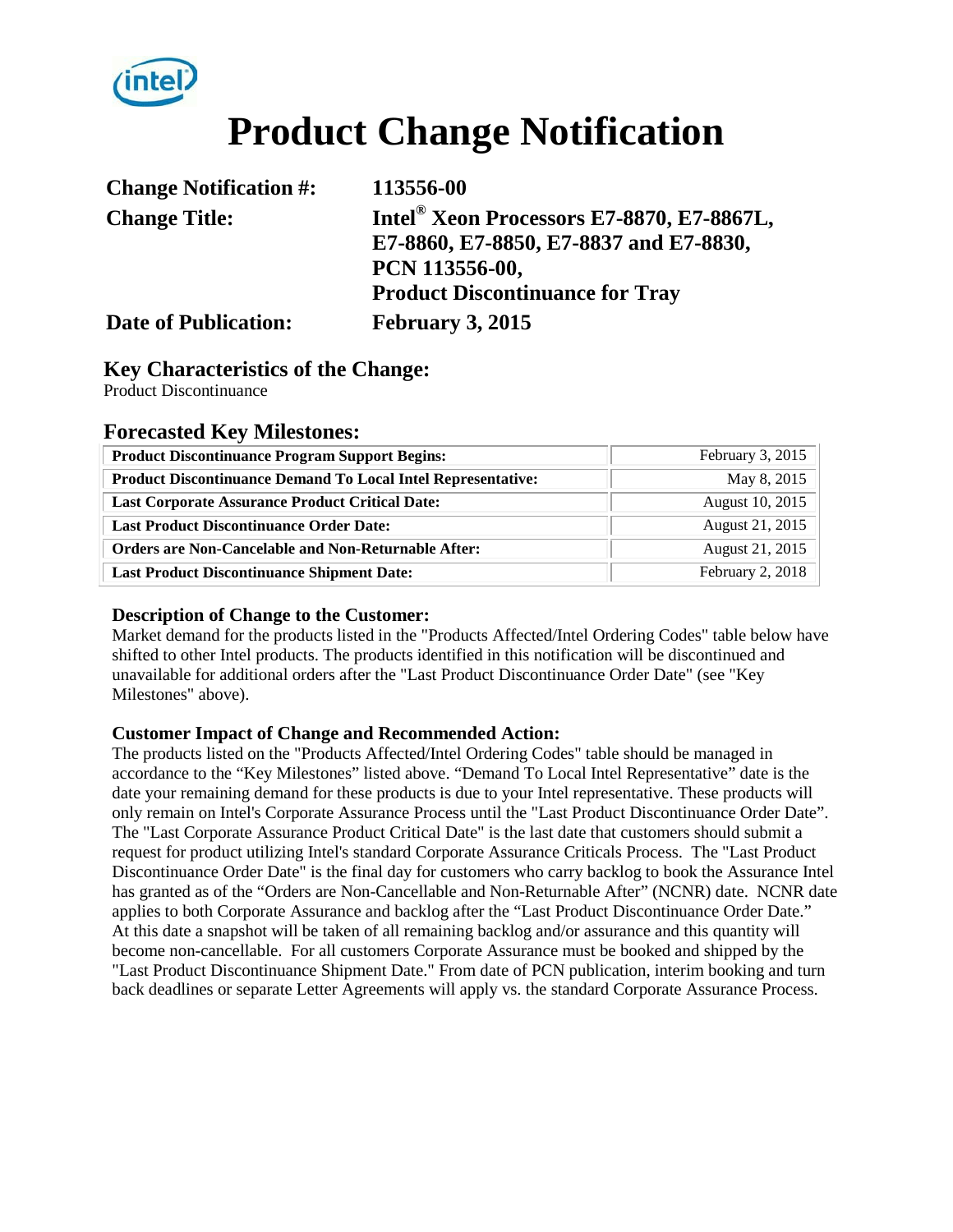# Product Change Notification

| | |
|---|---|
| **Change Notification #:** | **113556-00** |
| **Change Title:** | **Intel® Xeon Processors E7-8870, E7-8867L, E7-8860, E7-8850, E7-8837 and E7-8830, PCN 113556-00, Product Discontinuance for Tray** |
| **Date of Publication:** | **February 3, 2015** |

## Key Characteristics of the Change:

Product Discontinuance

## Forecasted Key Milestones:

| | |
|---|---|
| **Product Discontinuance Program Support Begins:** | February 3, 2015 |
| **Product Discontinuance Demand To Local Intel Representative:** | May 8, 2015 |
| **Last Corporate Assurance Product Critical Date:** | August 10, 2015 |
| **Last Product Discontinuance Order Date:** | August 21, 2015 |
| **Orders are Non-Cancelable and Non-Returnable After:** | August 21, 2015 |
| **Last Product Discontinuance Shipment Date:** | February 2, 2018 |

### Description of Change to the Customer:

Market demand for the products listed in the "Products Affected/Intel Ordering Codes" table below have shifted to other Intel products. The products identified in this notification will be discontinued and unavailable for additional orders after the "Last Product Discontinuance Order Date" (see "Key Milestones" above).

### Customer Impact of Change and Recommended Action:

The products listed on the "Products Affected/Intel Ordering Codes" table should be managed in accordance to the “Key Milestones” listed above. “Demand To Local Intel Representative” date is the date your remaining demand for these products is due to your Intel representative. These products will only remain on Intel's Corporate Assurance Process until the "Last Product Discontinuance Order Date”. The "Last Corporate Assurance Product Critical Date" is the last date that customers should submit a request for product utilizing Intel's standard Corporate Assurance Criticals Process. The "Last Product Discontinuance Order Date" is the final day for customers who carry backlog to book the Assurance Intel has granted as of the “Orders are Non-Cancellable and Non-Returnable After” (NCNR) date. NCNR date applies to both Corporate Assurance and backlog after the “Last Product Discontinuance Order Date.” At this date a snapshot will be taken of all remaining backlog and/or assurance and this quantity will become non-cancellable. For all customers Corporate Assurance must be booked and shipped by the "Last Product Discontinuance Shipment Date." From date of PCN publication, interim booking and turn back deadlines or separate Letter Agreements will apply vs. the standard Corporate Assurance Process.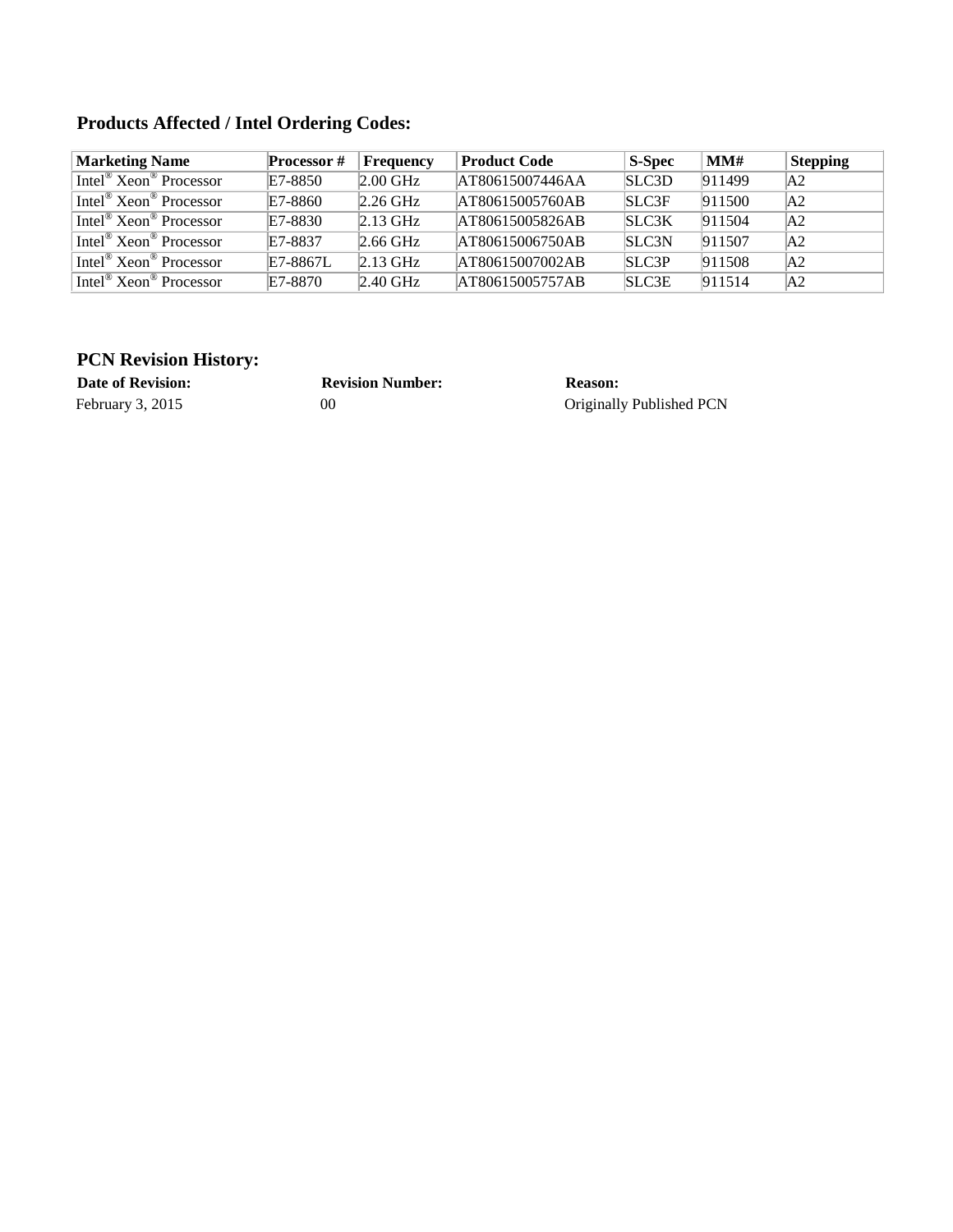## Products Affected / Intel Ordering Codes:

| Marketing Name | Processor # | Frequency | Product Code | S-Spec | MM# | Stepping |
|---|---|---|---|---|---|---|
| Intel® Xeon® Processor | E7-8850 | 2.00 GHz | AT80615007446AA | SLC3D | 911499 | A2 |
| Intel® Xeon® Processor | E7-8860 | 2.26 GHz | AT80615005760AB | SLC3F | 911500 | A2 |
| Intel® Xeon® Processor | E7-8830 | 2.13 GHz | AT80615005826AB | SLC3K | 911504 | A2 |
| Intel® Xeon® Processor | E7-8837 | 2.66 GHz | AT80615006750AB | SLC3N | 911507 | A2 |
| Intel® Xeon® Processor | E7-8867L | 2.13 GHz | AT80615007002AB | SLC3P | 911508 | A2 |
| Intel® Xeon® Processor | E7-8870 | 2.40 GHz | AT80615005757AB | SLC3E | 911514 | A2 |

## PCN Revision History:

| Date of Revision: | Revision Number: | Reason: |
|---|---|---|
| February 3, 2015 | 00 | Originally Published PCN |